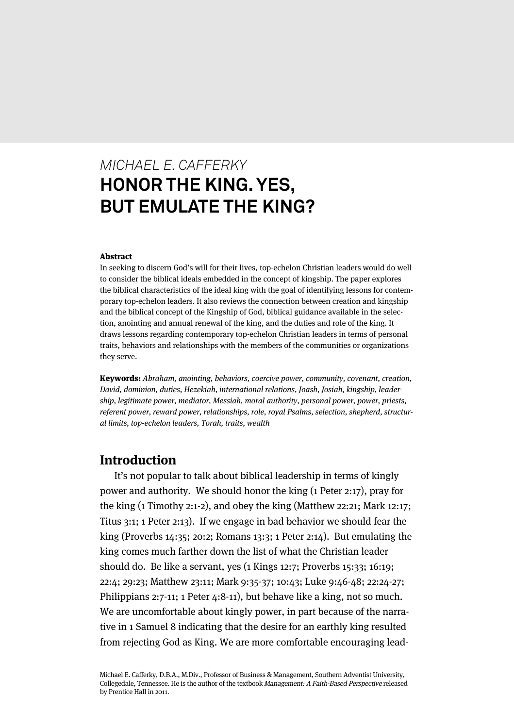*MICHAEL E. CAFFERKY*

# HONOR THE KING. YES, BUT EMULATE THE KING?

**Abstract**

In seeking to discern God's will for their lives, top-echelon Christian leaders would do well to consider the biblical ideals embedded in the concept of kingship. The paper explores the biblical characteristics of the ideal king with the goal of identifying lessons for contemporary top-echelon leaders. It also reviews the connection between creation and kingship and the biblical concept of the Kingship of God, biblical guidance available in the selection, anointing and annual renewal of the king, and the duties and role of the king. It draws lessons regarding contemporary top-echelon Christian leaders in terms of personal traits, behaviors and relationships with the members of the communities or organizations they serve.

**Keywords:** *Abraham, anointing, behaviors, coercive power, community, covenant, creation, David, dominion, duties, Hezekiah, international relations, Joash, Josiah, kingship, leadership, legitimate power, mediator, Messiah, moral authority, personal power, power, priests, referent power, reward power, relationships, role, royal Psalms, selection, shepherd, structural limits, top-echelon leaders, Torah, traits, wealth*

## Introduction

It's not popular to talk about biblical leadership in terms of kingly power and authority. We should honor the king (1 Peter 2:17), pray for the king (1 Timothy 2:1-2), and obey the king (Matthew 22:21; Mark 12:17; Titus 3:1; 1 Peter 2:13). If we engage in bad behavior we should fear the king (Proverbs 14:35; 20:2; Romans 13:3; 1 Peter 2:14). But emulating the king comes much farther down the list of what the Christian leader should do. Be like a servant, yes (1 Kings 12:7; Proverbs 15:33; 16:19; 22:4; 29:23; Matthew 23:11; Mark 9:35-37; 10:43; Luke 9:46-48; 22:24-27; Philippians 2:7-11; 1 Peter 4:8-11), but behave like a king, not so much. We are uncomfortable about kingly power, in part because of the narrative in 1 Samuel 8 indicating that the desire for an earthly king resulted from rejecting God as King. We are more comfortable encouraging lead-

Michael E. Cafferky, D.B.A., M.Div., Professor of Business & Management, Southern Adventist University, Collegedale, Tennessee. He is the author of the textbook *Management: A Faith-Based Perspective* released by Prentice Hall in 2011.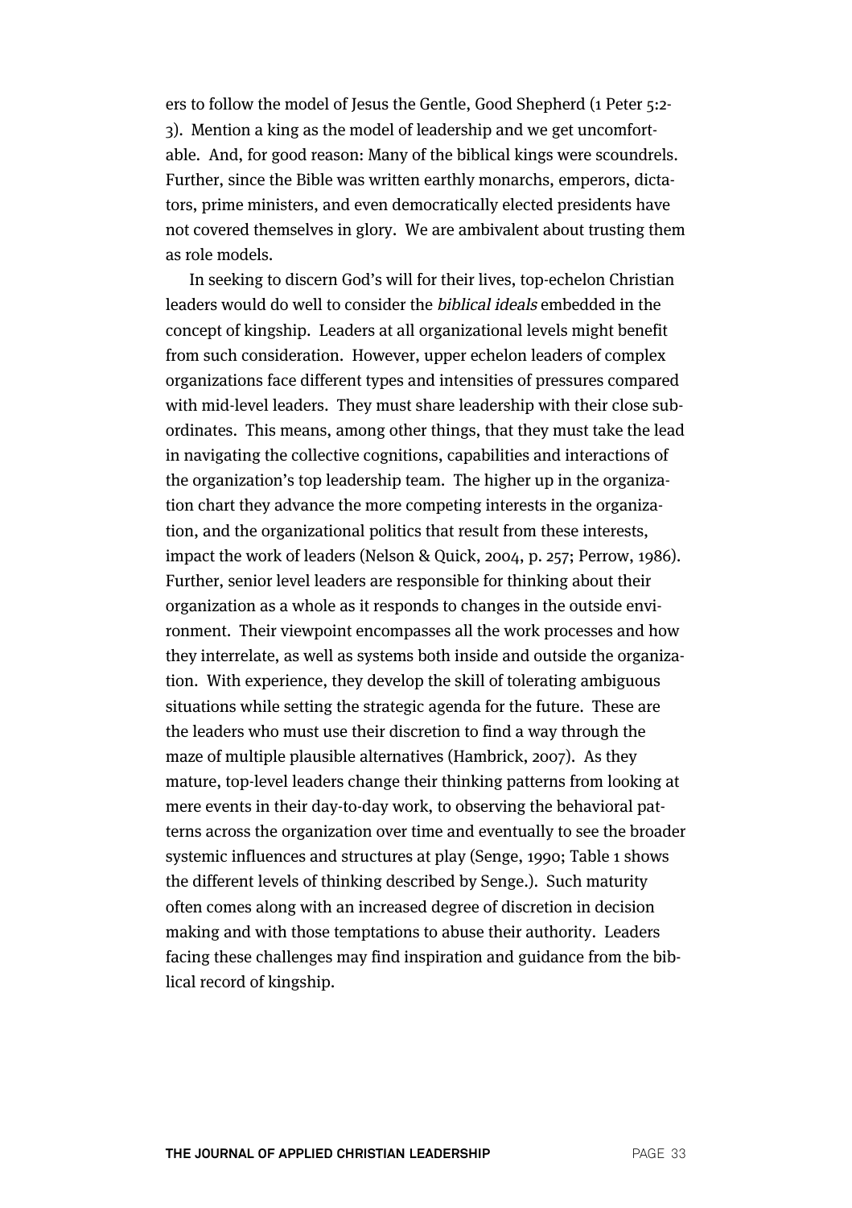ers to follow the model of Jesus the Gentle, Good Shepherd (1 Peter 5:2-3). Mention a king as the model of leadership and we get uncomfortable. And, for good reason: Many of the biblical kings were scoundrels. Further, since the Bible was written earthly monarchs, emperors, dictators, prime ministers, and even democratically elected presidents have not covered themselves in glory. We are ambivalent about trusting them as role models.

In seeking to discern God's will for their lives, top-echelon Christian leaders would do well to consider the *biblical ideals* embedded in the concept of kingship. Leaders at all organizational levels might benefit from such consideration. However, upper echelon leaders of complex organizations face different types and intensities of pressures compared with mid-level leaders. They must share leadership with their close subordinates. This means, among other things, that they must take the lead in navigating the collective cognitions, capabilities and interactions of the organization's top leadership team. The higher up in the organization chart they advance the more competing interests in the organization, and the organizational politics that result from these interests, impact the work of leaders (Nelson & Quick, 2004, p. 257; Perrow, 1986). Further, senior level leaders are responsible for thinking about their organization as a whole as it responds to changes in the outside environment. Their viewpoint encompasses all the work processes and how they interrelate, as well as systems both inside and outside the organization. With experience, they develop the skill of tolerating ambiguous situations while setting the strategic agenda for the future. These are the leaders who must use their discretion to find a way through the maze of multiple plausible alternatives (Hambrick, 2007). As they mature, top-level leaders change their thinking patterns from looking at mere events in their day-to-day work, to observing the behavioral patterns across the organization over time and eventually to see the broader systemic influences and structures at play (Senge, 1990; Table 1 shows the different levels of thinking described by Senge.). Such maturity often comes along with an increased degree of discretion in decision making and with those temptations to abuse their authority. Leaders facing these challenges may find inspiration and guidance from the biblical record of kingship.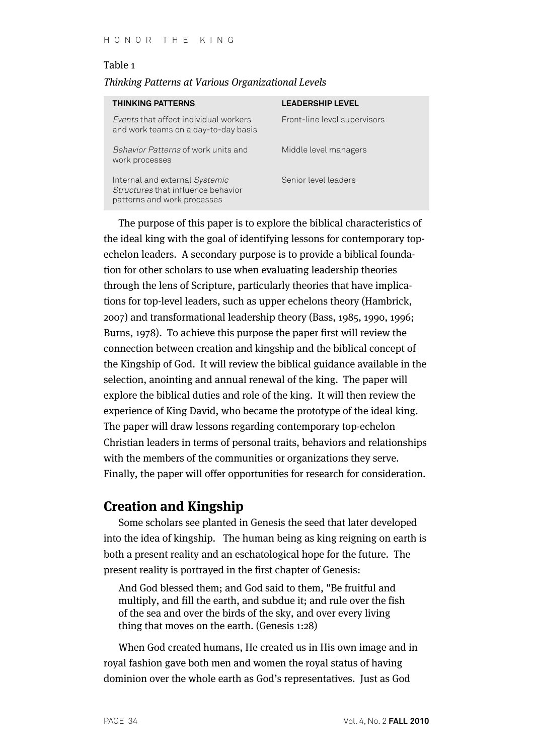Table 1

*Thinking Patterns at Various Organizational Levels*

| THINKING PATTERNS | LEADERSHIP LEVEL |
| --- | --- |
| *Events* that affect individual workers and work teams on a day-to-day basis | Front-line level supervisors |
| *Behavior Patterns* of work units and work processes | Middle level managers |
| Internal and external *Systemic Structures* that influence behavior patterns and work processes | Senior level leaders |

The purpose of this paper is to explore the biblical characteristics of the ideal king with the goal of identifying lessons for contemporary top-echelon leaders. A secondary purpose is to provide a biblical foundation for other scholars to use when evaluating leadership theories through the lens of Scripture, particularly theories that have implications for top-level leaders, such as upper echelons theory (Hambrick, 2007) and transformational leadership theory (Bass, 1985, 1990, 1996; Burns, 1978). To achieve this purpose the paper first will review the connection between creation and kingship and the biblical concept of the Kingship of God. It will review the biblical guidance available in the selection, anointing and annual renewal of the king. The paper will explore the biblical duties and role of the king. It will then review the experience of King David, who became the prototype of the ideal king. The paper will draw lessons regarding contemporary top-echelon Christian leaders in terms of personal traits, behaviors and relationships with the members of the communities or organizations they serve. Finally, the paper will offer opportunities for research for consideration.

## Creation and Kingship

Some scholars see planted in Genesis the seed that later developed into the idea of kingship. The human being as king reigning on earth is both a present reality and an eschatological hope for the future. The present reality is portrayed in the first chapter of Genesis:

> And God blessed them; and God said to them, "Be fruitful and multiply, and fill the earth, and subdue it; and rule over the fish of the sea and over the birds of the sky, and over every living thing that moves on the earth. (Genesis 1:28)

When God created humans, He created us in His own image and in royal fashion gave both men and women the royal status of having dominion over the whole earth as God's representatives. Just as God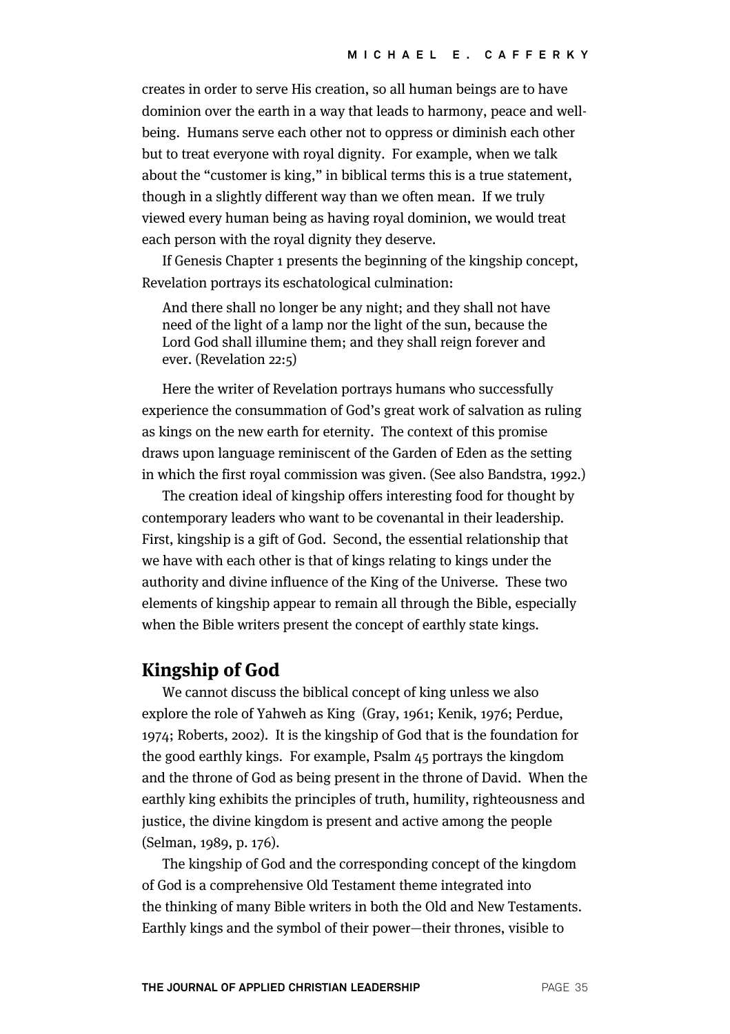creates in order to serve His creation, so all human beings are to have dominion over the earth in a way that leads to harmony, peace and well-being. Humans serve each other not to oppress or diminish each other but to treat everyone with royal dignity. For example, when we talk about the "customer is king," in biblical terms this is a true statement, though in a slightly different way than we often mean. If we truly viewed every human being as having royal dominion, we would treat each person with the royal dignity they deserve.

If Genesis Chapter 1 presents the beginning of the kingship concept, Revelation portrays its eschatological culmination:

> And there shall no longer be any night; and they shall not have need of the light of a lamp nor the light of the sun, because the Lord God shall illumine them; and they shall reign forever and ever. (Revelation 22:5)

Here the writer of Revelation portrays humans who successfully experience the consummation of God's great work of salvation as ruling as kings on the new earth for eternity. The context of this promise draws upon language reminiscent of the Garden of Eden as the setting in which the first royal commission was given. (See also Bandstra, 1992.)

The creation ideal of kingship offers interesting food for thought by contemporary leaders who want to be covenantal in their leadership. First, kingship is a gift of God. Second, the essential relationship that we have with each other is that of kings relating to kings under the authority and divine influence of the King of the Universe. These two elements of kingship appear to remain all through the Bible, especially when the Bible writers present the concept of earthly state kings.

## Kingship of God

We cannot discuss the biblical concept of king unless we also explore the role of Yahweh as King (Gray, 1961; Kenik, 1976; Perdue, 1974; Roberts, 2002). It is the kingship of God that is the foundation for the good earthly kings. For example, Psalm 45 portrays the kingdom and the throne of God as being present in the throne of David. When the earthly king exhibits the principles of truth, humility, righteousness and justice, the divine kingdom is present and active among the people (Selman, 1989, p. 176).

The kingship of God and the corresponding concept of the kingdom of God is a comprehensive Old Testament theme integrated into the thinking of many Bible writers in both the Old and New Testaments. Earthly kings and the symbol of their power—their thrones, visible to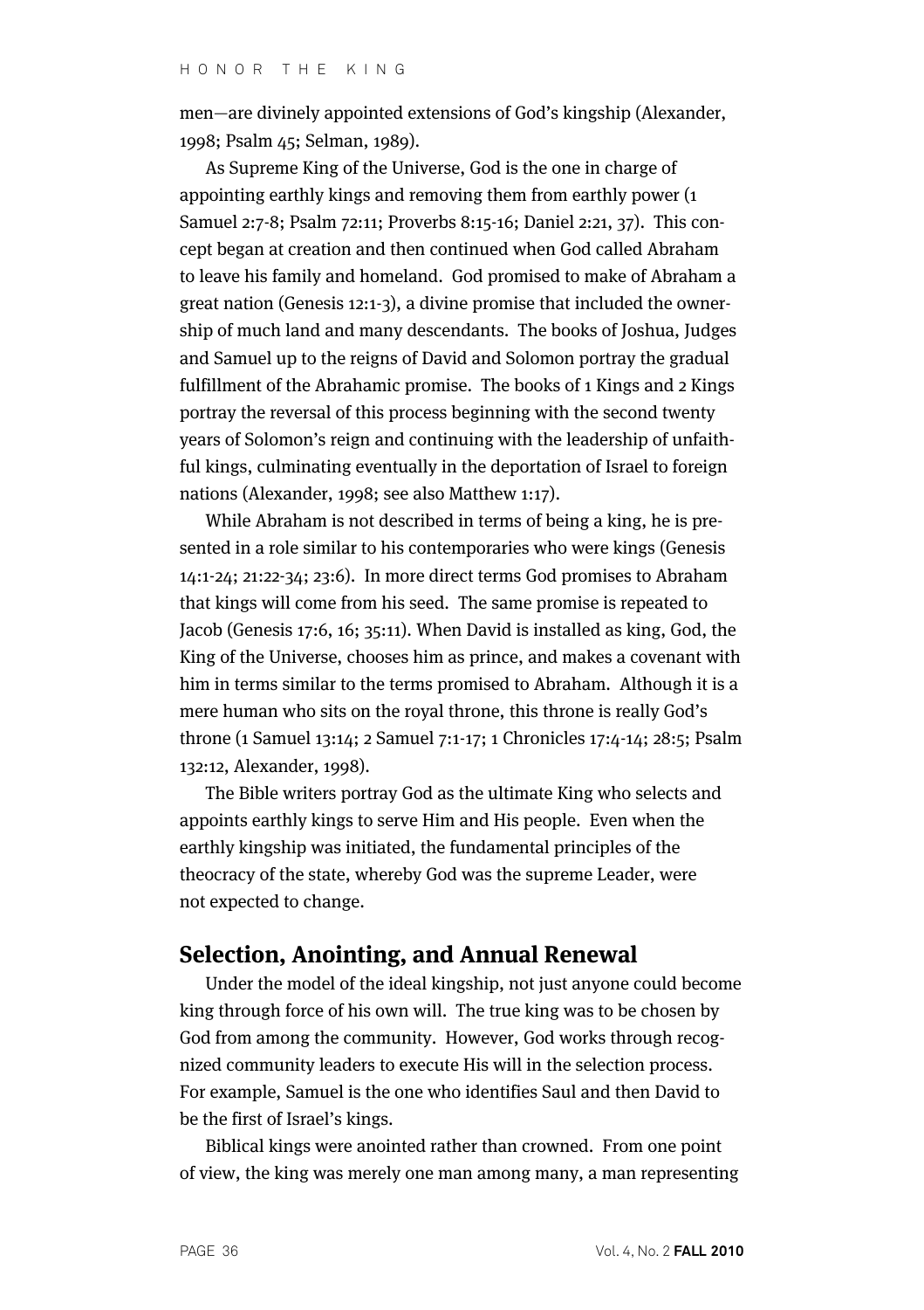men—are divinely appointed extensions of God's kingship (Alexander, 1998; Psalm 45; Selman, 1989).

As Supreme King of the Universe, God is the one in charge of appointing earthly kings and removing them from earthly power (1 Samuel 2:7-8; Psalm 72:11; Proverbs 8:15-16; Daniel 2:21, 37). This concept began at creation and then continued when God called Abraham to leave his family and homeland. God promised to make of Abraham a great nation (Genesis 12:1-3), a divine promise that included the ownership of much land and many descendants. The books of Joshua, Judges and Samuel up to the reigns of David and Solomon portray the gradual fulfillment of the Abrahamic promise. The books of 1 Kings and 2 Kings portray the reversal of this process beginning with the second twenty years of Solomon's reign and continuing with the leadership of unfaithful kings, culminating eventually in the deportation of Israel to foreign nations (Alexander, 1998; see also Matthew 1:17).

While Abraham is not described in terms of being a king, he is presented in a role similar to his contemporaries who were kings (Genesis 14:1-24; 21:22-34; 23:6). In more direct terms God promises to Abraham that kings will come from his seed. The same promise is repeated to Jacob (Genesis 17:6, 16; 35:11). When David is installed as king, God, the King of the Universe, chooses him as prince, and makes a covenant with him in terms similar to the terms promised to Abraham. Although it is a mere human who sits on the royal throne, this throne is really God's throne (1 Samuel 13:14; 2 Samuel 7:1-17; 1 Chronicles 17:4-14; 28:5; Psalm 132:12, Alexander, 1998).

The Bible writers portray God as the ultimate King who selects and appoints earthly kings to serve Him and His people. Even when the earthly kingship was initiated, the fundamental principles of the theocracy of the state, whereby God was the supreme Leader, were not expected to change.

## Selection, Anointing, and Annual Renewal

Under the model of the ideal kingship, not just anyone could become king through force of his own will. The true king was to be chosen by God from among the community. However, God works through recognized community leaders to execute His will in the selection process. For example, Samuel is the one who identifies Saul and then David to be the first of Israel's kings.

Biblical kings were anointed rather than crowned. From one point of view, the king was merely one man among many, a man representing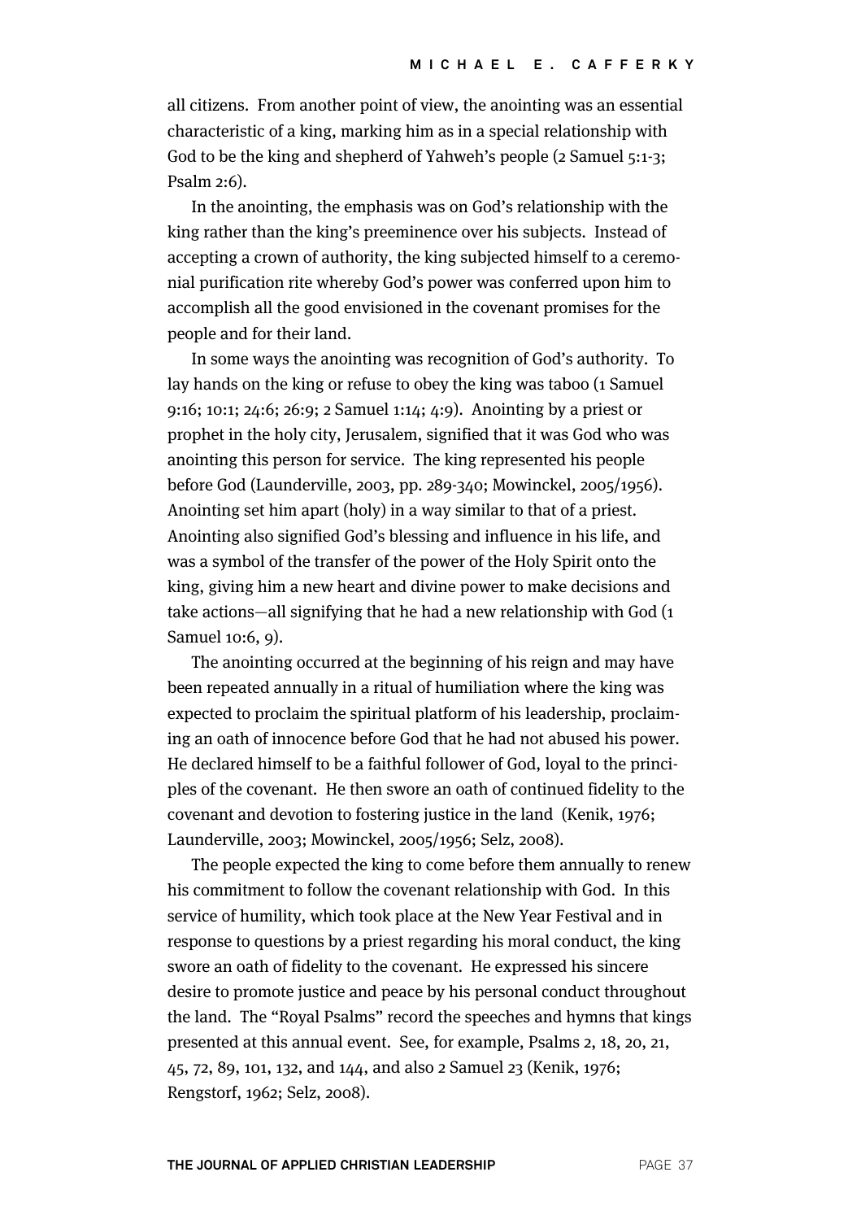all citizens. From another point of view, the anointing was an essential characteristic of a king, marking him as in a special relationship with God to be the king and shepherd of Yahweh's people (2 Samuel 5:1-3; Psalm 2:6).

In the anointing, the emphasis was on God's relationship with the king rather than the king's preeminence over his subjects. Instead of accepting a crown of authority, the king subjected himself to a ceremonial purification rite whereby God's power was conferred upon him to accomplish all the good envisioned in the covenant promises for the people and for their land.

In some ways the anointing was recognition of God's authority. To lay hands on the king or refuse to obey the king was taboo (1 Samuel 9:16; 10:1; 24:6; 26:9; 2 Samuel 1:14; 4:9). Anointing by a priest or prophet in the holy city, Jerusalem, signified that it was God who was anointing this person for service. The king represented his people before God (Launderville, 2003, pp. 289-340; Mowinckel, 2005/1956). Anointing set him apart (holy) in a way similar to that of a priest. Anointing also signified God's blessing and influence in his life, and was a symbol of the transfer of the power of the Holy Spirit onto the king, giving him a new heart and divine power to make decisions and take actions—all signifying that he had a new relationship with God (1 Samuel 10:6, 9).

The anointing occurred at the beginning of his reign and may have been repeated annually in a ritual of humiliation where the king was expected to proclaim the spiritual platform of his leadership, proclaiming an oath of innocence before God that he had not abused his power. He declared himself to be a faithful follower of God, loyal to the principles of the covenant. He then swore an oath of continued fidelity to the covenant and devotion to fostering justice in the land (Kenik, 1976; Launderville, 2003; Mowinckel, 2005/1956; Selz, 2008).

The people expected the king to come before them annually to renew his commitment to follow the covenant relationship with God. In this service of humility, which took place at the New Year Festival and in response to questions by a priest regarding his moral conduct, the king swore an oath of fidelity to the covenant. He expressed his sincere desire to promote justice and peace by his personal conduct throughout the land. The "Royal Psalms" record the speeches and hymns that kings presented at this annual event. See, for example, Psalms 2, 18, 20, 21, 45, 72, 89, 101, 132, and 144, and also 2 Samuel 23 (Kenik, 1976; Rengstorf, 1962; Selz, 2008).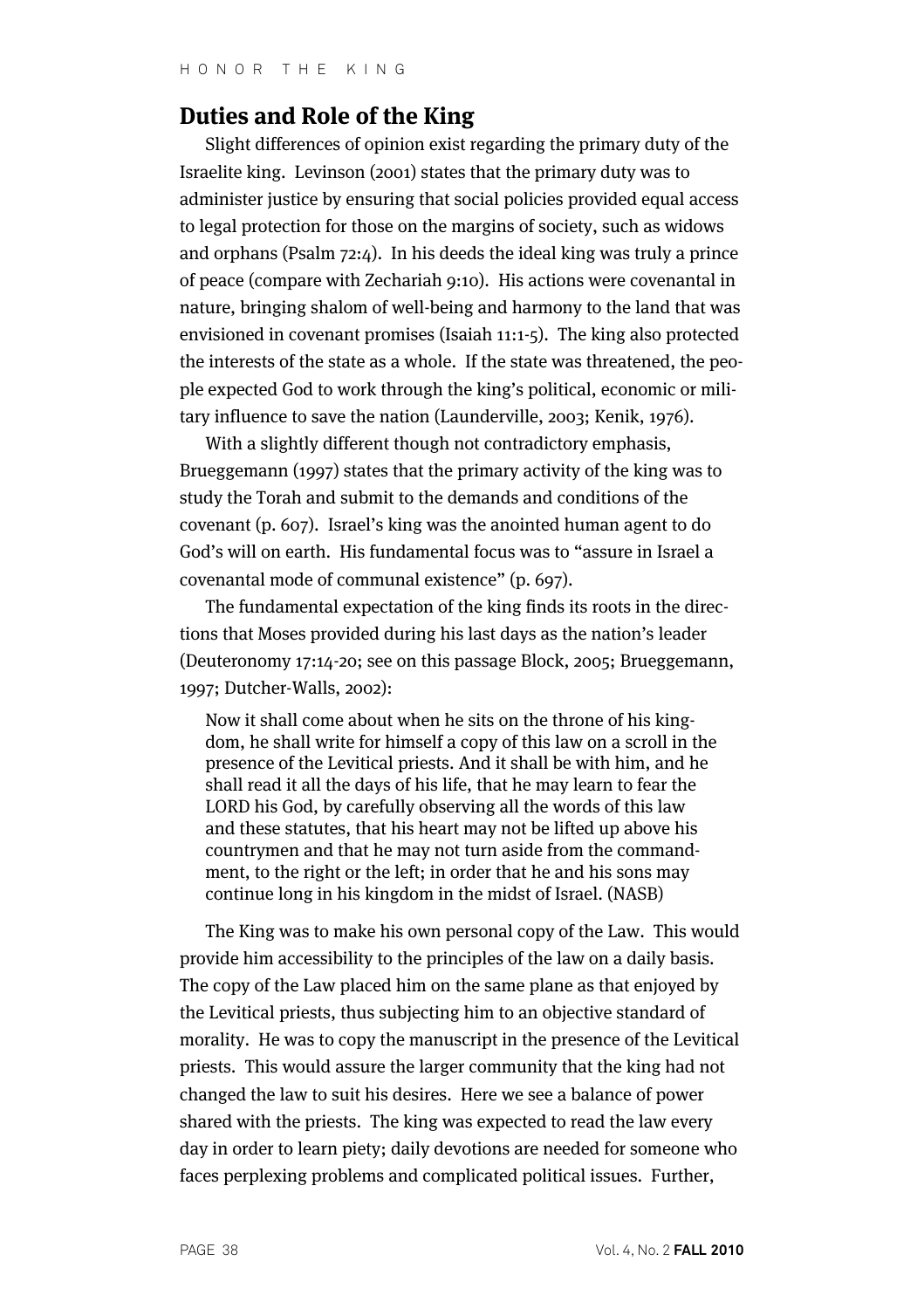## Duties and Role of the King

Slight differences of opinion exist regarding the primary duty of the Israelite king. Levinson (2001) states that the primary duty was to administer justice by ensuring that social policies provided equal access to legal protection for those on the margins of society, such as widows and orphans (Psalm 72:4). In his deeds the ideal king was truly a prince of peace (compare with Zechariah 9:10). His actions were covenantal in nature, bringing shalom of well-being and harmony to the land that was envisioned in covenant promises (Isaiah 11:1-5). The king also protected the interests of the state as a whole. If the state was threatened, the people expected God to work through the king's political, economic or military influence to save the nation (Launderville, 2003; Kenik, 1976).

With a slightly different though not contradictory emphasis, Brueggemann (1997) states that the primary activity of the king was to study the Torah and submit to the demands and conditions of the covenant (p. 607). Israel's king was the anointed human agent to do God's will on earth. His fundamental focus was to "assure in Israel a covenantal mode of communal existence" (p. 697).

The fundamental expectation of the king finds its roots in the directions that Moses provided during his last days as the nation's leader (Deuteronomy 17:14-20; see on this passage Block, 2005; Brueggemann, 1997; Dutcher-Walls, 2002):

> Now it shall come about when he sits on the throne of his kingdom, he shall write for himself a copy of this law on a scroll in the presence of the Levitical priests. And it shall be with him, and he shall read it all the days of his life, that he may learn to fear the LORD his God, by carefully observing all the words of this law and these statutes, that his heart may not be lifted up above his countrymen and that he may not turn aside from the commandment, to the right or the left; in order that he and his sons may continue long in his kingdom in the midst of Israel. (NASB)

The King was to make his own personal copy of the Law. This would provide him accessibility to the principles of the law on a daily basis. The copy of the Law placed him on the same plane as that enjoyed by the Levitical priests, thus subjecting him to an objective standard of morality. He was to copy the manuscript in the presence of the Levitical priests. This would assure the larger community that the king had not changed the law to suit his desires. Here we see a balance of power shared with the priests. The king was expected to read the law every day in order to learn piety; daily devotions are needed for someone who faces perplexing problems and complicated political issues. Further,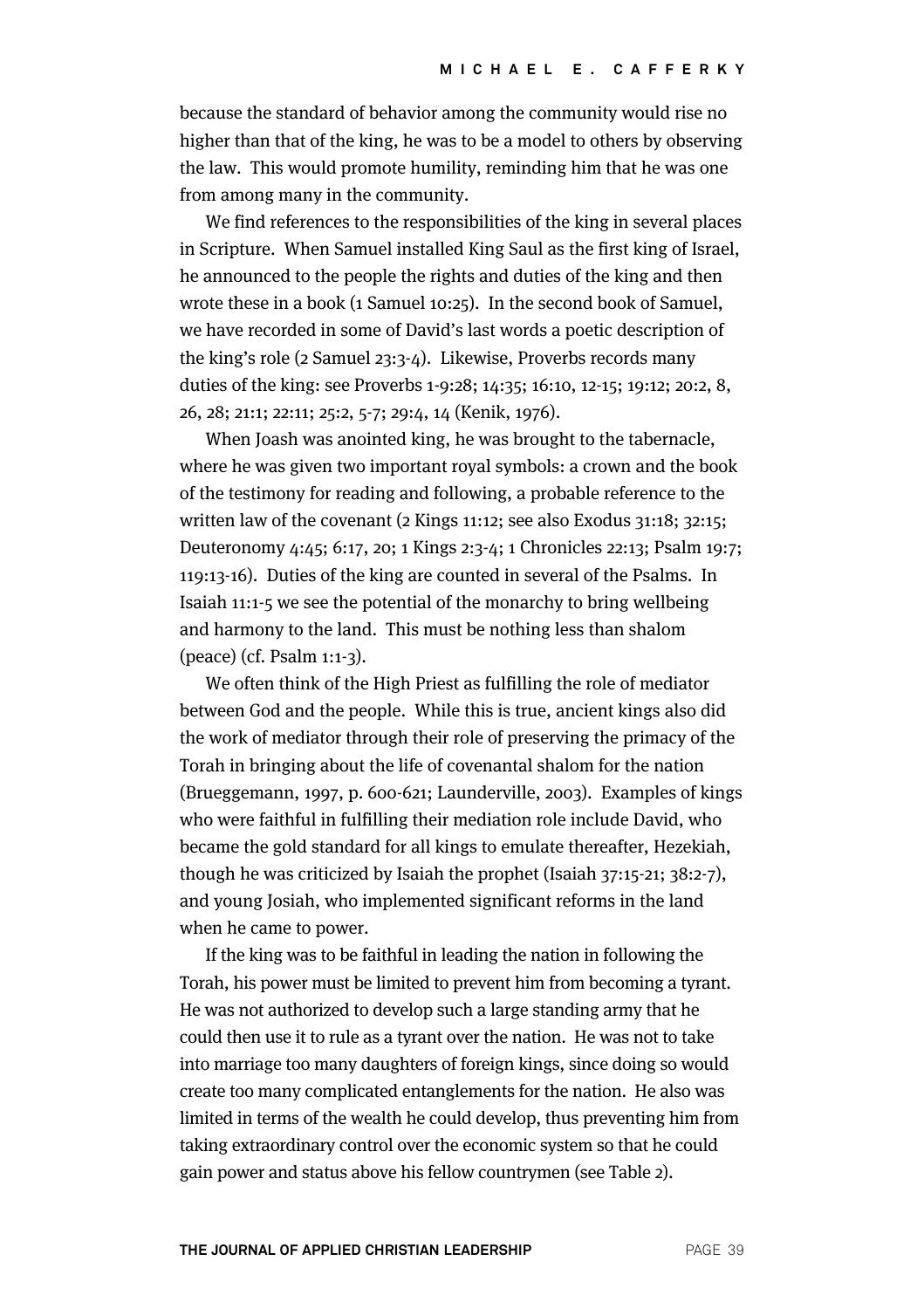because the standard of behavior among the community would rise no higher than that of the king, he was to be a model to others by observing the law. This would promote humility, reminding him that he was one from among many in the community.

We find references to the responsibilities of the king in several places in Scripture. When Samuel installed King Saul as the first king of Israel, he announced to the people the rights and duties of the king and then wrote these in a book (1 Samuel 10:25). In the second book of Samuel, we have recorded in some of David's last words a poetic description of the king's role (2 Samuel 23:3-4). Likewise, Proverbs records many duties of the king: see Proverbs 1-9:28; 14:35; 16:10, 12-15; 19:12; 20:2, 8, 26, 28; 21:1; 22:11; 25:2, 5-7; 29:4, 14 (Kenik, 1976).

When Joash was anointed king, he was brought to the tabernacle, where he was given two important royal symbols: a crown and the book of the testimony for reading and following, a probable reference to the written law of the covenant (2 Kings 11:12; see also Exodus 31:18; 32:15; Deuteronomy 4:45; 6:17, 20; 1 Kings 2:3-4; 1 Chronicles 22:13; Psalm 19:7; 119:13-16). Duties of the king are counted in several of the Psalms. In Isaiah 11:1-5 we see the potential of the monarchy to bring wellbeing and harmony to the land. This must be nothing less than shalom (peace) (cf. Psalm 1:1-3).

We often think of the High Priest as fulfilling the role of mediator between God and the people. While this is true, ancient kings also did the work of mediator through their role of preserving the primacy of the Torah in bringing about the life of covenantal shalom for the nation (Brueggemann, 1997, p. 600-621; Launderville, 2003). Examples of kings who were faithful in fulfilling their mediation role include David, who became the gold standard for all kings to emulate thereafter, Hezekiah, though he was criticized by Isaiah the prophet (Isaiah 37:15-21; 38:2-7), and young Josiah, who implemented significant reforms in the land when he came to power.

If the king was to be faithful in leading the nation in following the Torah, his power must be limited to prevent him from becoming a tyrant. He was not authorized to develop such a large standing army that he could then use it to rule as a tyrant over the nation. He was not to take into marriage too many daughters of foreign kings, since doing so would create too many complicated entanglements for the nation. He also was limited in terms of the wealth he could develop, thus preventing him from taking extraordinary control over the economic system so that he could gain power and status above his fellow countrymen (see Table 2).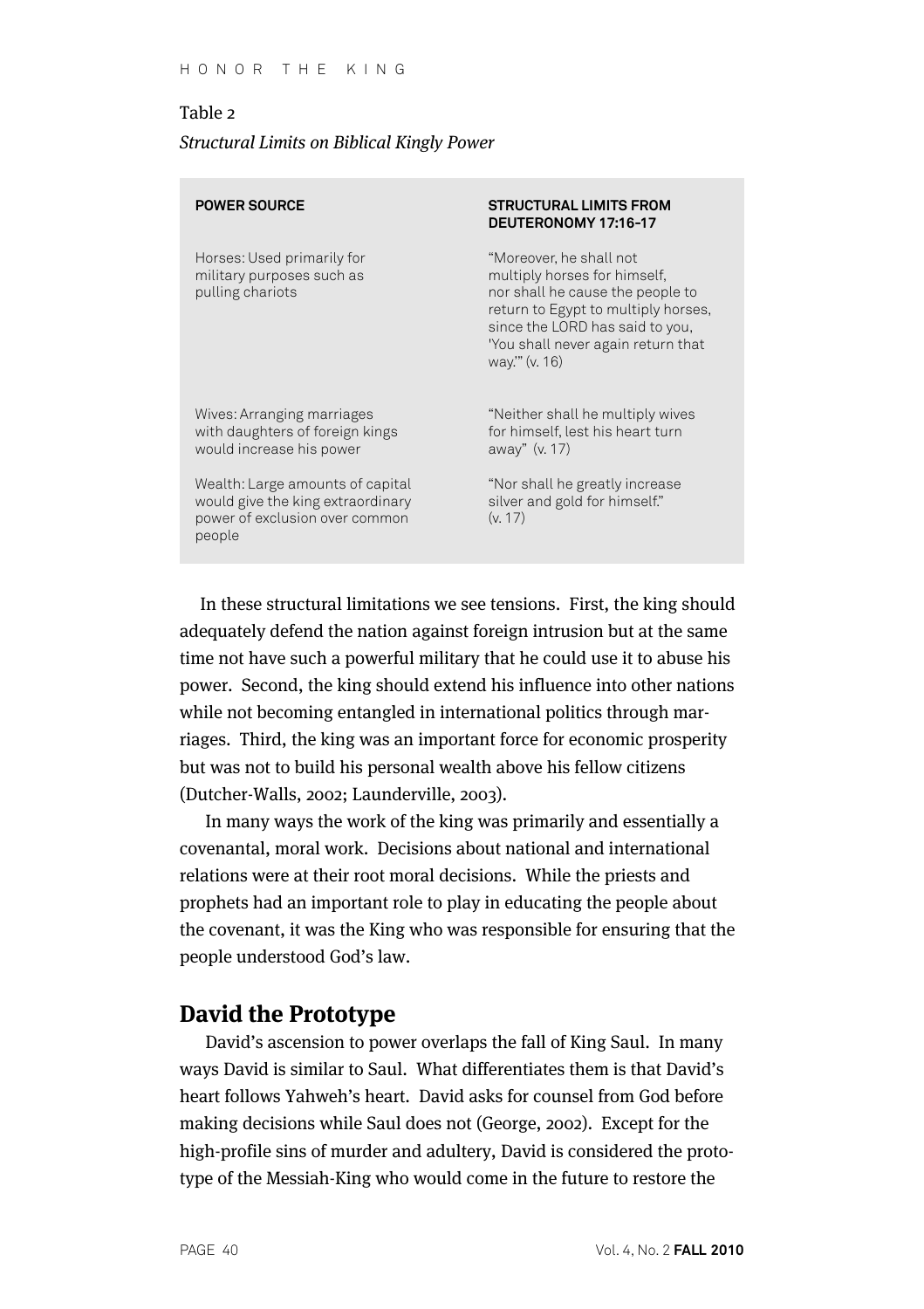Table 2

*Structural Limits on Biblical Kingly Power*

| POWER SOURCE | STRUCTURAL LIMITS FROM DEUTERONOMY 17:16-17 |
|---|---|
| Horses: Used primarily for military purposes such as pulling chariots | "Moreover, he shall not multiply horses for himself, nor shall he cause the people to return to Egypt to multiply horses, since the LORD has said to you, 'You shall never again return that way.'" (v. 16) |
| Wives: Arranging marriages with daughters of foreign kings would increase his power | "Neither shall he multiply wives for himself, lest his heart turn away" (v. 17) |
| Wealth: Large amounts of capital would give the king extraordinary power of exclusion over common people | "Nor shall he greatly increase silver and gold for himself." (v. 17) |

In these structural limitations we see tensions. First, the king should adequately defend the nation against foreign intrusion but at the same time not have such a powerful military that he could use it to abuse his power. Second, the king should extend his influence into other nations while not becoming entangled in international politics through marriages. Third, the king was an important force for economic prosperity but was not to build his personal wealth above his fellow citizens (Dutcher-Walls, 2002; Launderville, 2003).

In many ways the work of the king was primarily and essentially a covenantal, moral work. Decisions about national and international relations were at their root moral decisions. While the priests and prophets had an important role to play in educating the people about the covenant, it was the King who was responsible for ensuring that the people understood God's law.

## David the Prototype

David's ascension to power overlaps the fall of King Saul. In many ways David is similar to Saul. What differentiates them is that David's heart follows Yahweh's heart. David asks for counsel from God before making decisions while Saul does not (George, 2002). Except for the high-profile sins of murder and adultery, David is considered the prototype of the Messiah-King who would come in the future to restore the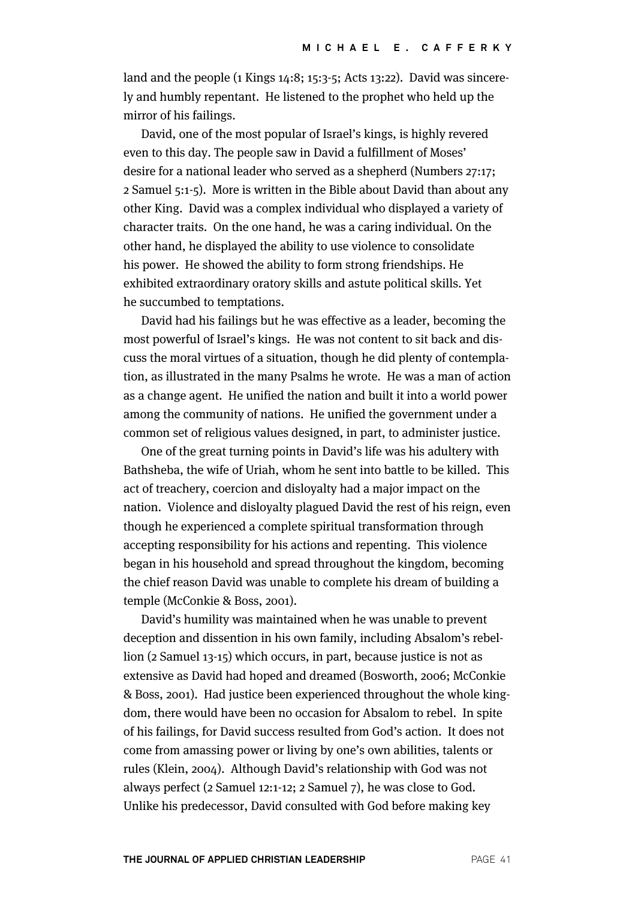land and the people (1 Kings 14:8; 15:3-5; Acts 13:22). David was sincerely and humbly repentant. He listened to the prophet who held up the mirror of his failings.

David, one of the most popular of Israel's kings, is highly revered even to this day. The people saw in David a fulfillment of Moses' desire for a national leader who served as a shepherd (Numbers 27:17; 2 Samuel 5:1-5). More is written in the Bible about David than about any other King. David was a complex individual who displayed a variety of character traits. On the one hand, he was a caring individual. On the other hand, he displayed the ability to use violence to consolidate his power. He showed the ability to form strong friendships. He exhibited extraordinary oratory skills and astute political skills. Yet he succumbed to temptations.

David had his failings but he was effective as a leader, becoming the most powerful of Israel's kings. He was not content to sit back and discuss the moral virtues of a situation, though he did plenty of contemplation, as illustrated in the many Psalms he wrote. He was a man of action as a change agent. He unified the nation and built it into a world power among the community of nations. He unified the government under a common set of religious values designed, in part, to administer justice.

One of the great turning points in David's life was his adultery with Bathsheba, the wife of Uriah, whom he sent into battle to be killed. This act of treachery, coercion and disloyalty had a major impact on the nation. Violence and disloyalty plagued David the rest of his reign, even though he experienced a complete spiritual transformation through accepting responsibility for his actions and repenting. This violence began in his household and spread throughout the kingdom, becoming the chief reason David was unable to complete his dream of building a temple (McConkie & Boss, 2001).

David's humility was maintained when he was unable to prevent deception and dissention in his own family, including Absalom's rebellion (2 Samuel 13-15) which occurs, in part, because justice is not as extensive as David had hoped and dreamed (Bosworth, 2006; McConkie & Boss, 2001). Had justice been experienced throughout the whole kingdom, there would have been no occasion for Absalom to rebel. In spite of his failings, for David success resulted from God's action. It does not come from amassing power or living by one's own abilities, talents or rules (Klein, 2004). Although David's relationship with God was not always perfect (2 Samuel 12:1-12; 2 Samuel 7), he was close to God. Unlike his predecessor, David consulted with God before making key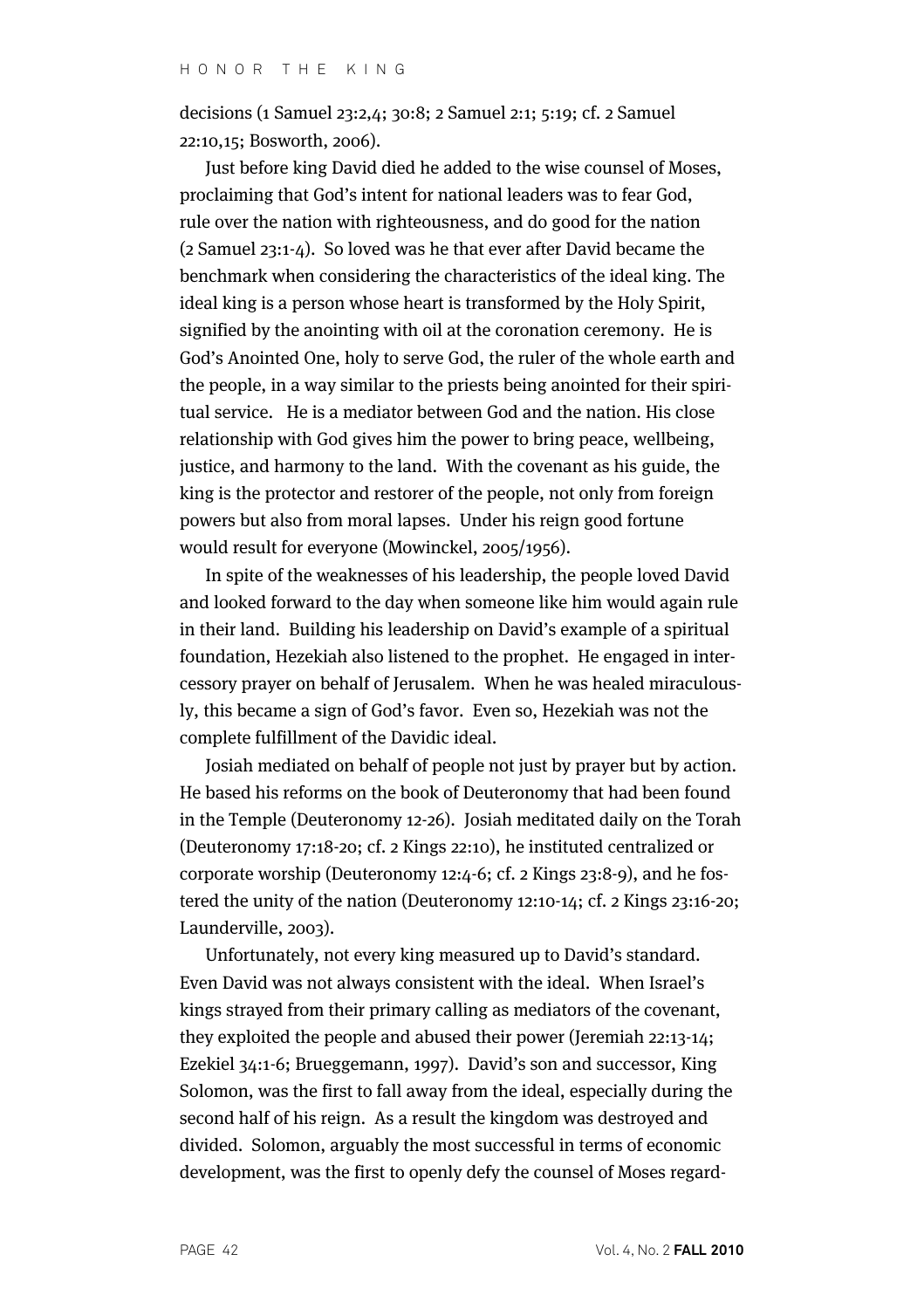decisions (1 Samuel 23:2,4; 30:8; 2 Samuel 2:1; 5:19; cf. 2 Samuel 22:10,15; Bosworth, 2006).

Just before king David died he added to the wise counsel of Moses, proclaiming that God's intent for national leaders was to fear God, rule over the nation with righteousness, and do good for the nation (2 Samuel 23:1-4). So loved was he that ever after David became the benchmark when considering the characteristics of the ideal king. The ideal king is a person whose heart is transformed by the Holy Spirit, signified by the anointing with oil at the coronation ceremony. He is God's Anointed One, holy to serve God, the ruler of the whole earth and the people, in a way similar to the priests being anointed for their spiritual service. He is a mediator between God and the nation. His close relationship with God gives him the power to bring peace, wellbeing, justice, and harmony to the land. With the covenant as his guide, the king is the protector and restorer of the people, not only from foreign powers but also from moral lapses. Under his reign good fortune would result for everyone (Mowinckel, 2005/1956).

In spite of the weaknesses of his leadership, the people loved David and looked forward to the day when someone like him would again rule in their land. Building his leadership on David's example of a spiritual foundation, Hezekiah also listened to the prophet. He engaged in intercessory prayer on behalf of Jerusalem. When he was healed miraculously, this became a sign of God's favor. Even so, Hezekiah was not the complete fulfillment of the Davidic ideal.

Josiah mediated on behalf of people not just by prayer but by action. He based his reforms on the book of Deuteronomy that had been found in the Temple (Deuteronomy 12-26). Josiah meditated daily on the Torah (Deuteronomy 17:18-20; cf. 2 Kings 22:10), he instituted centralized or corporate worship (Deuteronomy 12:4-6; cf. 2 Kings 23:8-9), and he fostered the unity of the nation (Deuteronomy 12:10-14; cf. 2 Kings 23:16-20; Launderville, 2003).

Unfortunately, not every king measured up to David's standard. Even David was not always consistent with the ideal. When Israel's kings strayed from their primary calling as mediators of the covenant, they exploited the people and abused their power (Jeremiah 22:13-14; Ezekiel 34:1-6; Brueggemann, 1997). David's son and successor, King Solomon, was the first to fall away from the ideal, especially during the second half of his reign. As a result the kingdom was destroyed and divided. Solomon, arguably the most successful in terms of economic development, was the first to openly defy the counsel of Moses regard-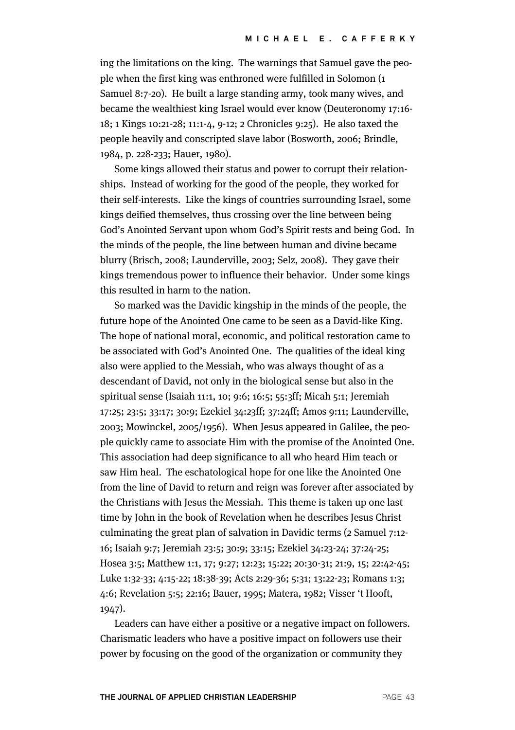ing the limitations on the king. The warnings that Samuel gave the people when the first king was enthroned were fulfilled in Solomon (1 Samuel 8:7-20). He built a large standing army, took many wives, and became the wealthiest king Israel would ever know (Deuteronomy 17:16-18; 1 Kings 10:21-28; 11:1-4, 9-12; 2 Chronicles 9:25). He also taxed the people heavily and conscripted slave labor (Bosworth, 2006; Brindle, 1984, p. 228-233; Hauer, 1980).

Some kings allowed their status and power to corrupt their relationships. Instead of working for the good of the people, they worked for their self-interests. Like the kings of countries surrounding Israel, some kings deified themselves, thus crossing over the line between being God's Anointed Servant upon whom God's Spirit rests and being God. In the minds of the people, the line between human and divine became blurry (Brisch, 2008; Launderville, 2003; Selz, 2008). They gave their kings tremendous power to influence their behavior. Under some kings this resulted in harm to the nation.

So marked was the Davidic kingship in the minds of the people, the future hope of the Anointed One came to be seen as a David-like King. The hope of national moral, economic, and political restoration came to be associated with God's Anointed One. The qualities of the ideal king also were applied to the Messiah, who was always thought of as a descendant of David, not only in the biological sense but also in the spiritual sense (Isaiah 11:1, 10; 9:6; 16:5; 55:3ff; Micah 5:1; Jeremiah 17:25; 23:5; 33:17; 30:9; Ezekiel 34:23ff; 37:24ff; Amos 9:11; Launderville, 2003; Mowinckel, 2005/1956). When Jesus appeared in Galilee, the people quickly came to associate Him with the promise of the Anointed One. This association had deep significance to all who heard Him teach or saw Him heal. The eschatological hope for one like the Anointed One from the line of David to return and reign was forever after associated by the Christians with Jesus the Messiah. This theme is taken up one last time by John in the book of Revelation when he describes Jesus Christ culminating the great plan of salvation in Davidic terms (2 Samuel 7:12-16; Isaiah 9:7; Jeremiah 23:5; 30:9; 33:15; Ezekiel 34:23-24; 37:24-25; Hosea 3:5; Matthew 1:1, 17; 9:27; 12:23; 15:22; 20:30-31; 21:9, 15; 22:42-45; Luke 1:32-33; 4:15-22; 18:38-39; Acts 2:29-36; 5:31; 13:22-23; Romans 1:3; 4:6; Revelation 5:5; 22:16; Bauer, 1995; Matera, 1982; Visser 't Hooft, 1947).

Leaders can have either a positive or a negative impact on followers. Charismatic leaders who have a positive impact on followers use their power by focusing on the good of the organization or community they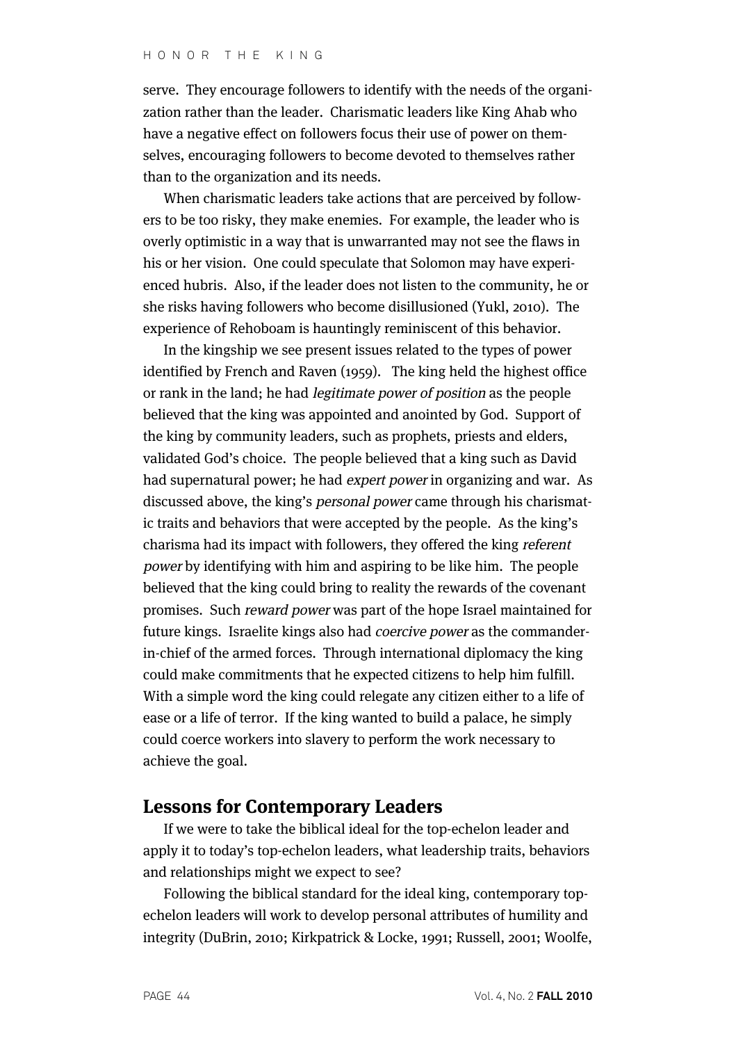serve. They encourage followers to identify with the needs of the organization rather than the leader. Charismatic leaders like King Ahab who have a negative effect on followers focus their use of power on themselves, encouraging followers to become devoted to themselves rather than to the organization and its needs.

When charismatic leaders take actions that are perceived by followers to be too risky, they make enemies. For example, the leader who is overly optimistic in a way that is unwarranted may not see the flaws in his or her vision. One could speculate that Solomon may have experienced hubris. Also, if the leader does not listen to the community, he or she risks having followers who become disillusioned (Yukl, 2010). The experience of Rehoboam is hauntingly reminiscent of this behavior.

In the kingship we see present issues related to the types of power identified by French and Raven (1959). The king held the highest office or rank in the land; he had *legitimate power of position* as the people believed that the king was appointed and anointed by God. Support of the king by community leaders, such as prophets, priests and elders, validated God's choice. The people believed that a king such as David had supernatural power; he had *expert power* in organizing and war. As discussed above, the king's *personal power* came through his charismatic traits and behaviors that were accepted by the people. As the king's charisma had its impact with followers, they offered the king *referent power* by identifying with him and aspiring to be like him. The people believed that the king could bring to reality the rewards of the covenant promises. Such *reward power* was part of the hope Israel maintained for future kings. Israelite kings also had *coercive power* as the commander-in-chief of the armed forces. Through international diplomacy the king could make commitments that he expected citizens to help him fulfill. With a simple word the king could relegate any citizen either to a life of ease or a life of terror. If the king wanted to build a palace, he simply could coerce workers into slavery to perform the work necessary to achieve the goal.

## Lessons for Contemporary Leaders

If we were to take the biblical ideal for the top-echelon leader and apply it to today's top-echelon leaders, what leadership traits, behaviors and relationships might we expect to see?

Following the biblical standard for the ideal king, contemporary top-echelon leaders will work to develop personal attributes of humility and integrity (DuBrin, 2010; Kirkpatrick & Locke, 1991; Russell, 2001; Woolfe,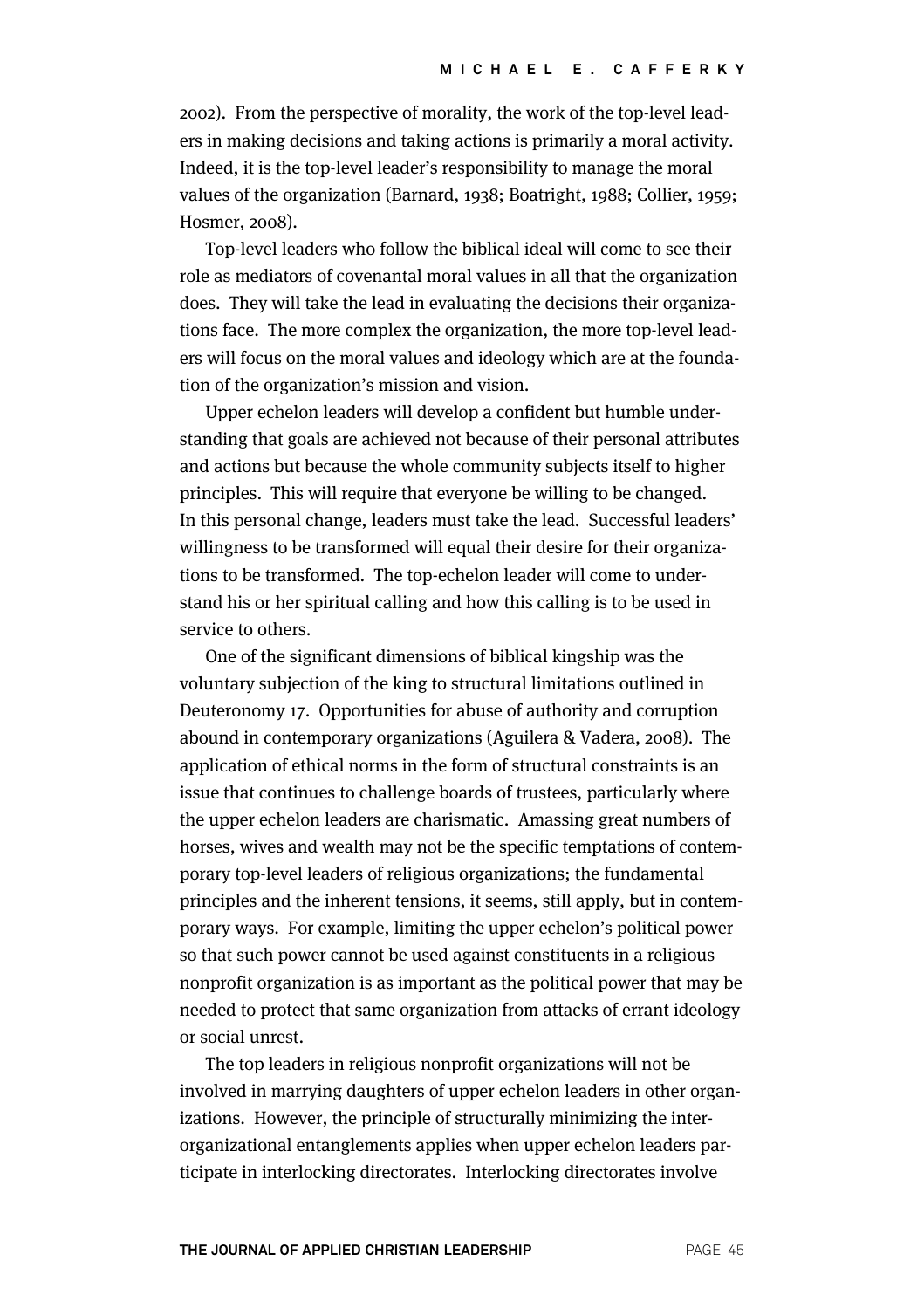2002). From the perspective of morality, the work of the top-level leaders in making decisions and taking actions is primarily a moral activity. Indeed, it is the top-level leader's responsibility to manage the moral values of the organization (Barnard, 1938; Boatright, 1988; Collier, 1959; Hosmer, 2008).

Top-level leaders who follow the biblical ideal will come to see their role as mediators of covenantal moral values in all that the organization does. They will take the lead in evaluating the decisions their organizations face. The more complex the organization, the more top-level leaders will focus on the moral values and ideology which are at the foundation of the organization's mission and vision.

Upper echelon leaders will develop a confident but humble understanding that goals are achieved not because of their personal attributes and actions but because the whole community subjects itself to higher principles. This will require that everyone be willing to be changed. In this personal change, leaders must take the lead. Successful leaders' willingness to be transformed will equal their desire for their organizations to be transformed. The top-echelon leader will come to understand his or her spiritual calling and how this calling is to be used in service to others.

One of the significant dimensions of biblical kingship was the voluntary subjection of the king to structural limitations outlined in Deuteronomy 17. Opportunities for abuse of authority and corruption abound in contemporary organizations (Aguilera & Vadera, 2008). The application of ethical norms in the form of structural constraints is an issue that continues to challenge boards of trustees, particularly where the upper echelon leaders are charismatic. Amassing great numbers of horses, wives and wealth may not be the specific temptations of contemporary top-level leaders of religious organizations; the fundamental principles and the inherent tensions, it seems, still apply, but in contemporary ways. For example, limiting the upper echelon's political power so that such power cannot be used against constituents in a religious nonprofit organization is as important as the political power that may be needed to protect that same organization from attacks of errant ideology or social unrest.

The top leaders in religious nonprofit organizations will not be involved in marrying daughters of upper echelon leaders in other organizations. However, the principle of structurally minimizing the inter-organizational entanglements applies when upper echelon leaders participate in interlocking directorates. Interlocking directorates involve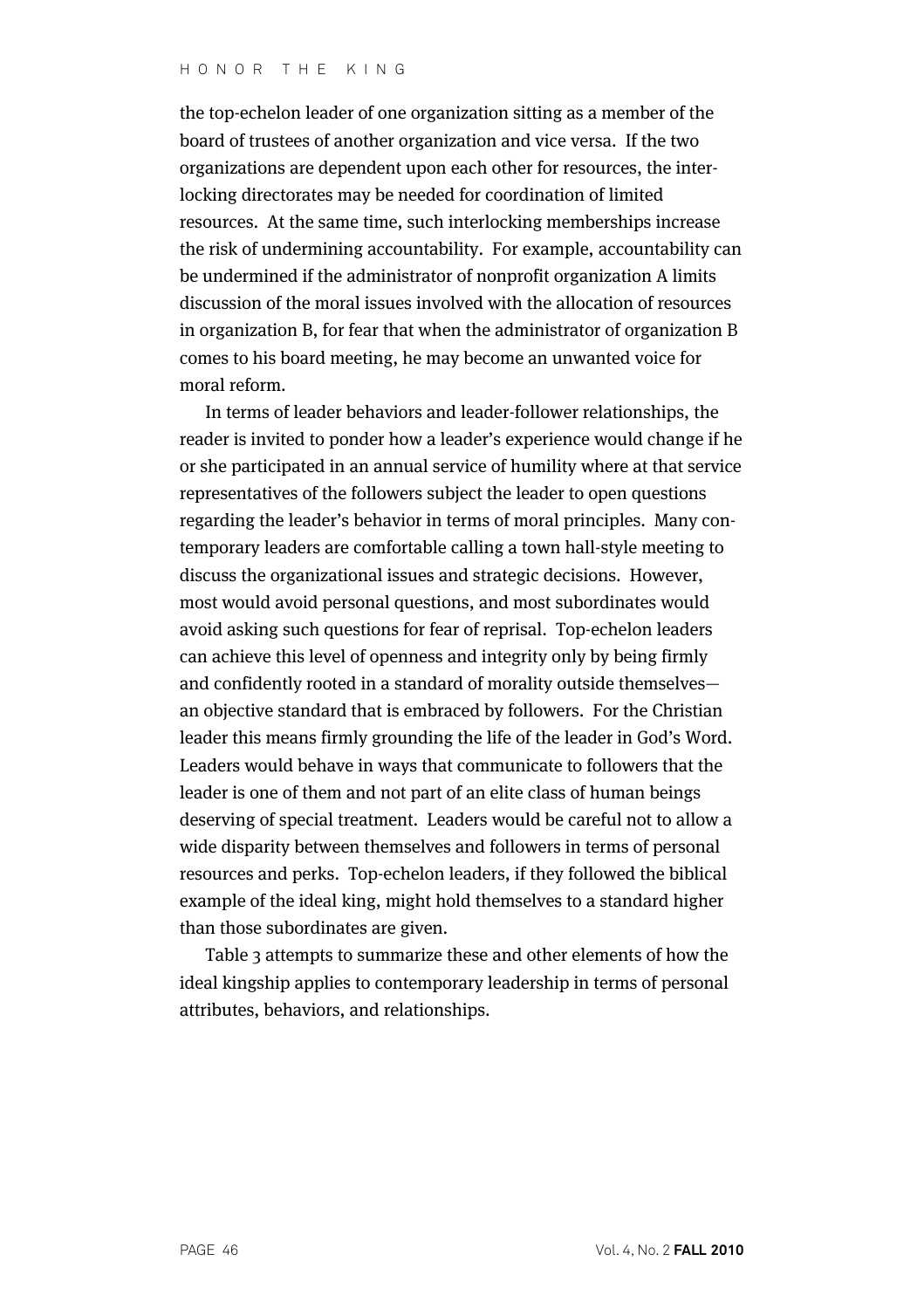the top-echelon leader of one organization sitting as a member of the board of trustees of another organization and vice versa. If the two organizations are dependent upon each other for resources, the interlocking directorates may be needed for coordination of limited resources. At the same time, such interlocking memberships increase the risk of undermining accountability. For example, accountability can be undermined if the administrator of nonprofit organization A limits discussion of the moral issues involved with the allocation of resources in organization B, for fear that when the administrator of organization B comes to his board meeting, he may become an unwanted voice for moral reform.

In terms of leader behaviors and leader-follower relationships, the reader is invited to ponder how a leader's experience would change if he or she participated in an annual service of humility where at that service representatives of the followers subject the leader to open questions regarding the leader's behavior in terms of moral principles. Many contemporary leaders are comfortable calling a town hall-style meeting to discuss the organizational issues and strategic decisions. However, most would avoid personal questions, and most subordinates would avoid asking such questions for fear of reprisal. Top-echelon leaders can achieve this level of openness and integrity only by being firmly and confidently rooted in a standard of morality outside themselves—an objective standard that is embraced by followers. For the Christian leader this means firmly grounding the life of the leader in God's Word. Leaders would behave in ways that communicate to followers that the leader is one of them and not part of an elite class of human beings deserving of special treatment. Leaders would be careful not to allow a wide disparity between themselves and followers in terms of personal resources and perks. Top-echelon leaders, if they followed the biblical example of the ideal king, might hold themselves to a standard higher than those subordinates are given.

Table 3 attempts to summarize these and other elements of how the ideal kingship applies to contemporary leadership in terms of personal attributes, behaviors, and relationships.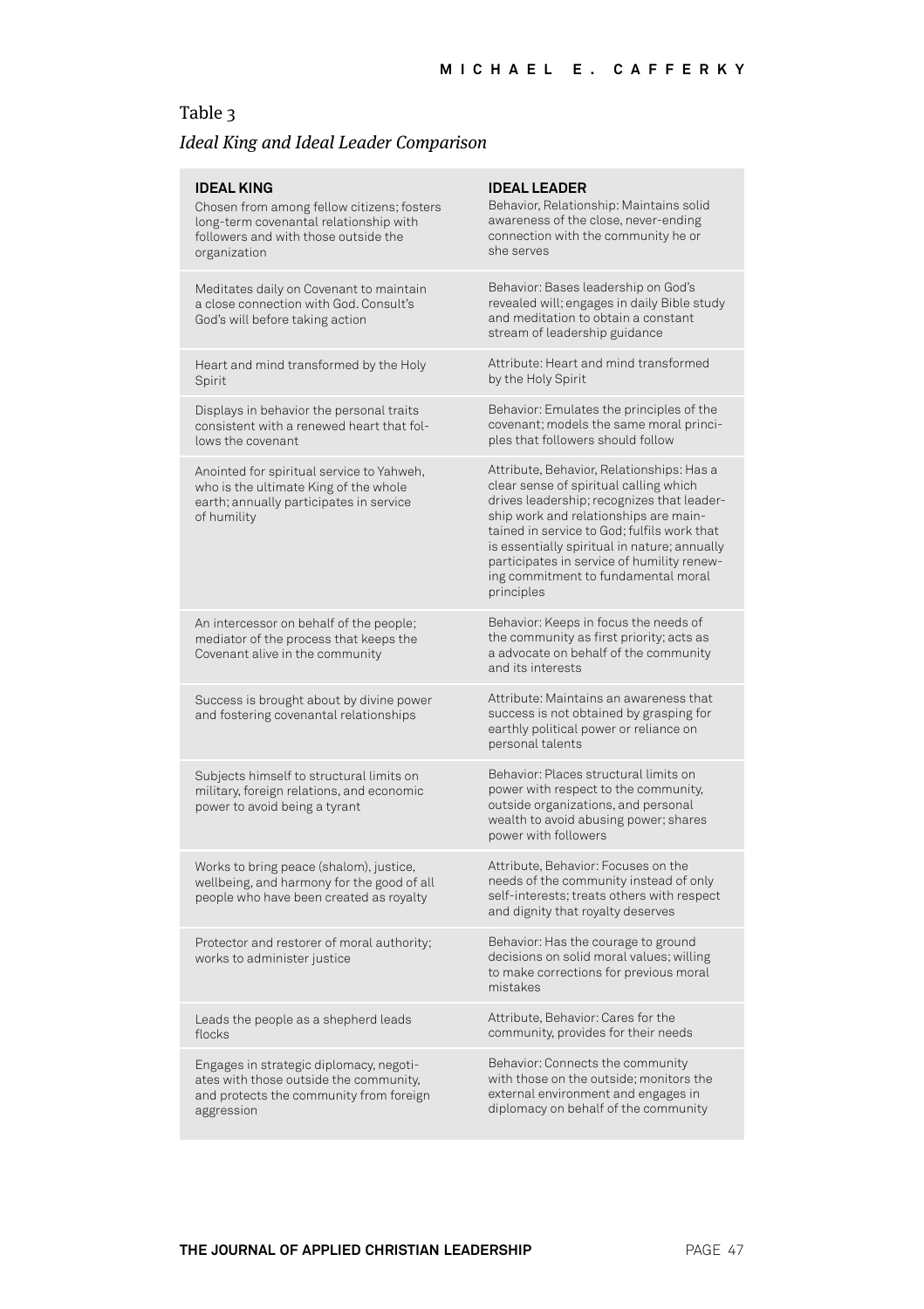Table 3

*Ideal King and Ideal Leader Comparison*

| IDEAL KING | IDEAL LEADER |
|---|---|
| Chosen from among fellow citizens; fosters long-term covenantal relationship with followers and with those outside the organization | Behavior, Relationship: Maintains solid awareness of the close, never-ending connection with the community he or she serves |
| Meditates daily on Covenant to maintain a close connection with God. Consult's God's will before taking action | Behavior: Bases leadership on God's revealed will; engages in daily Bible study and meditation to obtain a constant stream of leadership guidance |
| Heart and mind transformed by the Holy Spirit | Attribute: Heart and mind transformed by the Holy Spirit |
| Displays in behavior the personal traits consistent with a renewed heart that follows the covenant | Behavior: Emulates the principles of the covenant; models the same moral principles that followers should follow |
| Anointed for spiritual service to Yahweh, who is the ultimate King of the whole earth; annually participates in service of humility | Attribute, Behavior, Relationships: Has a clear sense of spiritual calling which drives leadership; recognizes that leadership work and relationships are maintained in service to God; fulfils work that is essentially spiritual in nature; annually participates in service of humility renewing commitment to fundamental moral principles |
| An intercessor on behalf of the people; mediator of the process that keeps the Covenant alive in the community | Behavior: Keeps in focus the needs of the community as first priority; acts as a advocate on behalf of the community and its interests |
| Success is brought about by divine power and fostering covenantal relationships | Attribute: Maintains an awareness that success is not obtained by grasping for earthly political power or reliance on personal talents |
| Subjects himself to structural limits on military, foreign relations, and economic power to avoid being a tyrant | Behavior: Places structural limits on power with respect to the community, outside organizations, and personal wealth to avoid abusing power; shares power with followers |
| Works to bring peace (shalom), justice, wellbeing, and harmony for the good of all people who have been created as royalty | Attribute, Behavior: Focuses on the needs of the community instead of only self-interests; treats others with respect and dignity that royalty deserves |
| Protector and restorer of moral authority; works to administer justice | Behavior: Has the courage to ground decisions on solid moral values; willing to make corrections for previous moral mistakes |
| Leads the people as a shepherd leads flocks | Attribute, Behavior: Cares for the community, provides for their needs |
| Engages in strategic diplomacy, negotiates with those outside the community, and protects the community from foreign aggression | Behavior: Connects the community with those on the outside; monitors the external environment and engages in diplomacy on behalf of the community |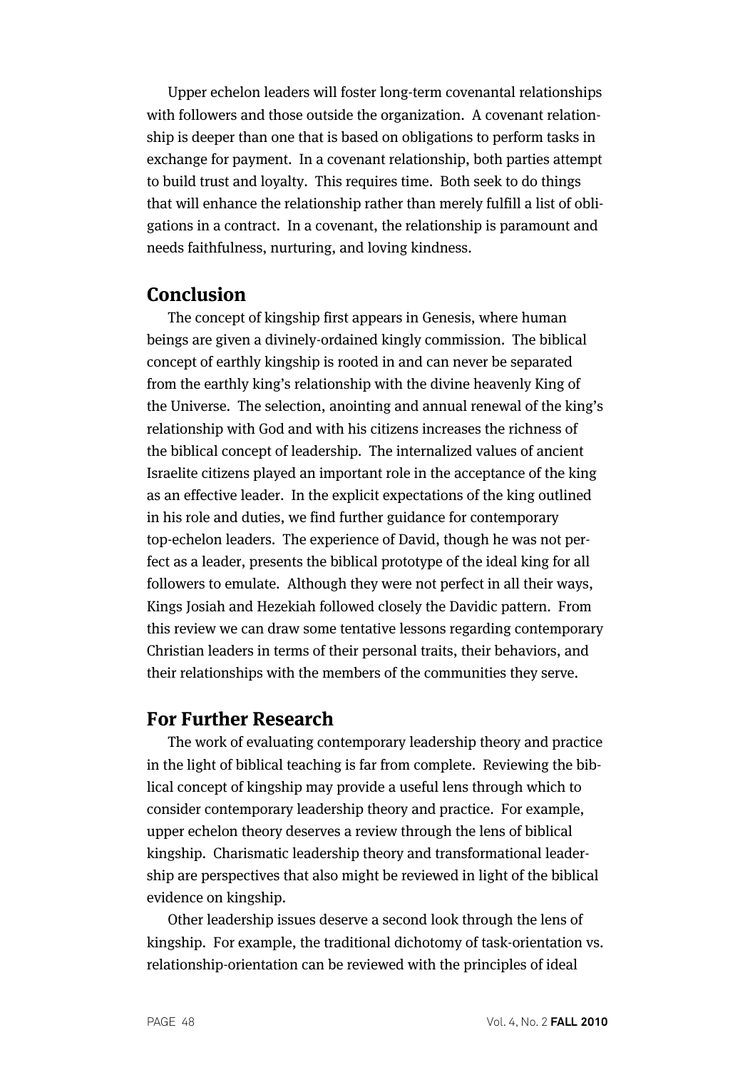Upper echelon leaders will foster long-term covenantal relationships with followers and those outside the organization. A covenant relationship is deeper than one that is based on obligations to perform tasks in exchange for payment. In a covenant relationship, both parties attempt to build trust and loyalty. This requires time. Both seek to do things that will enhance the relationship rather than merely fulfill a list of obligations in a contract. In a covenant, the relationship is paramount and needs faithfulness, nurturing, and loving kindness.

## Conclusion

The concept of kingship first appears in Genesis, where human beings are given a divinely-ordained kingly commission. The biblical concept of earthly kingship is rooted in and can never be separated from the earthly king's relationship with the divine heavenly King of the Universe. The selection, anointing and annual renewal of the king's relationship with God and with his citizens increases the richness of the biblical concept of leadership. The internalized values of ancient Israelite citizens played an important role in the acceptance of the king as an effective leader. In the explicit expectations of the king outlined in his role and duties, we find further guidance for contemporary top-echelon leaders. The experience of David, though he was not perfect as a leader, presents the biblical prototype of the ideal king for all followers to emulate. Although they were not perfect in all their ways, Kings Josiah and Hezekiah followed closely the Davidic pattern. From this review we can draw some tentative lessons regarding contemporary Christian leaders in terms of their personal traits, their behaviors, and their relationships with the members of the communities they serve.

## For Further Research

The work of evaluating contemporary leadership theory and practice in the light of biblical teaching is far from complete. Reviewing the biblical concept of kingship may provide a useful lens through which to consider contemporary leadership theory and practice. For example, upper echelon theory deserves a review through the lens of biblical kingship. Charismatic leadership theory and transformational leadership are perspectives that also might be reviewed in light of the biblical evidence on kingship.

Other leadership issues deserve a second look through the lens of kingship. For example, the traditional dichotomy of task-orientation vs. relationship-orientation can be reviewed with the principles of ideal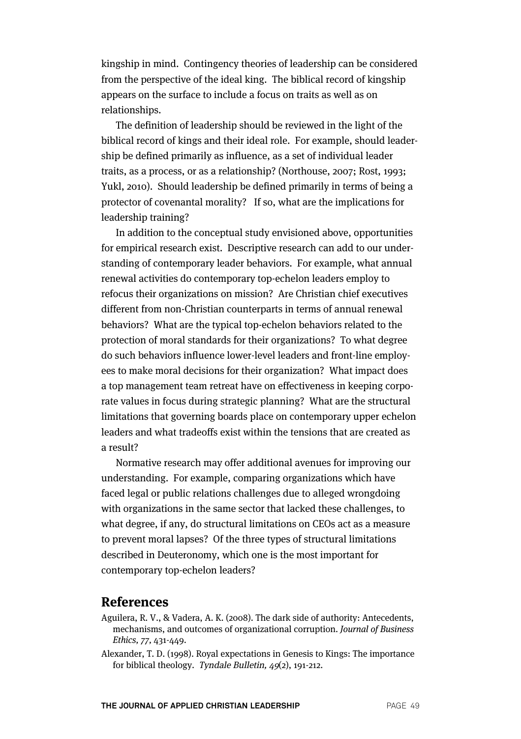kingship in mind. Contingency theories of leadership can be considered from the perspective of the ideal king. The biblical record of kingship appears on the surface to include a focus on traits as well as on relationships.

The definition of leadership should be reviewed in the light of the biblical record of kings and their ideal role. For example, should leadership be defined primarily as influence, as a set of individual leader traits, as a process, or as a relationship? (Northouse, 2007; Rost, 1993; Yukl, 2010). Should leadership be defined primarily in terms of being a protector of covenantal morality? If so, what are the implications for leadership training?

In addition to the conceptual study envisioned above, opportunities for empirical research exist. Descriptive research can add to our understanding of contemporary leader behaviors. For example, what annual renewal activities do contemporary top-echelon leaders employ to refocus their organizations on mission? Are Christian chief executives different from non-Christian counterparts in terms of annual renewal behaviors? What are the typical top-echelon behaviors related to the protection of moral standards for their organizations? To what degree do such behaviors influence lower-level leaders and front-line employees to make moral decisions for their organization? What impact does a top management team retreat have on effectiveness in keeping corporate values in focus during strategic planning? What are the structural limitations that governing boards place on contemporary upper echelon leaders and what tradeoffs exist within the tensions that are created as a result?

Normative research may offer additional avenues for improving our understanding. For example, comparing organizations which have faced legal or public relations challenges due to alleged wrongdoing with organizations in the same sector that lacked these challenges, to what degree, if any, do structural limitations on CEOs act as a measure to prevent moral lapses? Of the three types of structural limitations described in Deuteronomy, which one is the most important for contemporary top-echelon leaders?

## References

Aguilera, R. V., & Vadera, A. K. (2008). The dark side of authority: Antecedents, mechanisms, and outcomes of organizational corruption. *Journal of Business Ethics, 77*, 431-449.

Alexander, T. D. (1998). Royal expectations in Genesis to Kings: The importance for biblical theology. *Tyndale Bulletin, 49*(2), 191-212.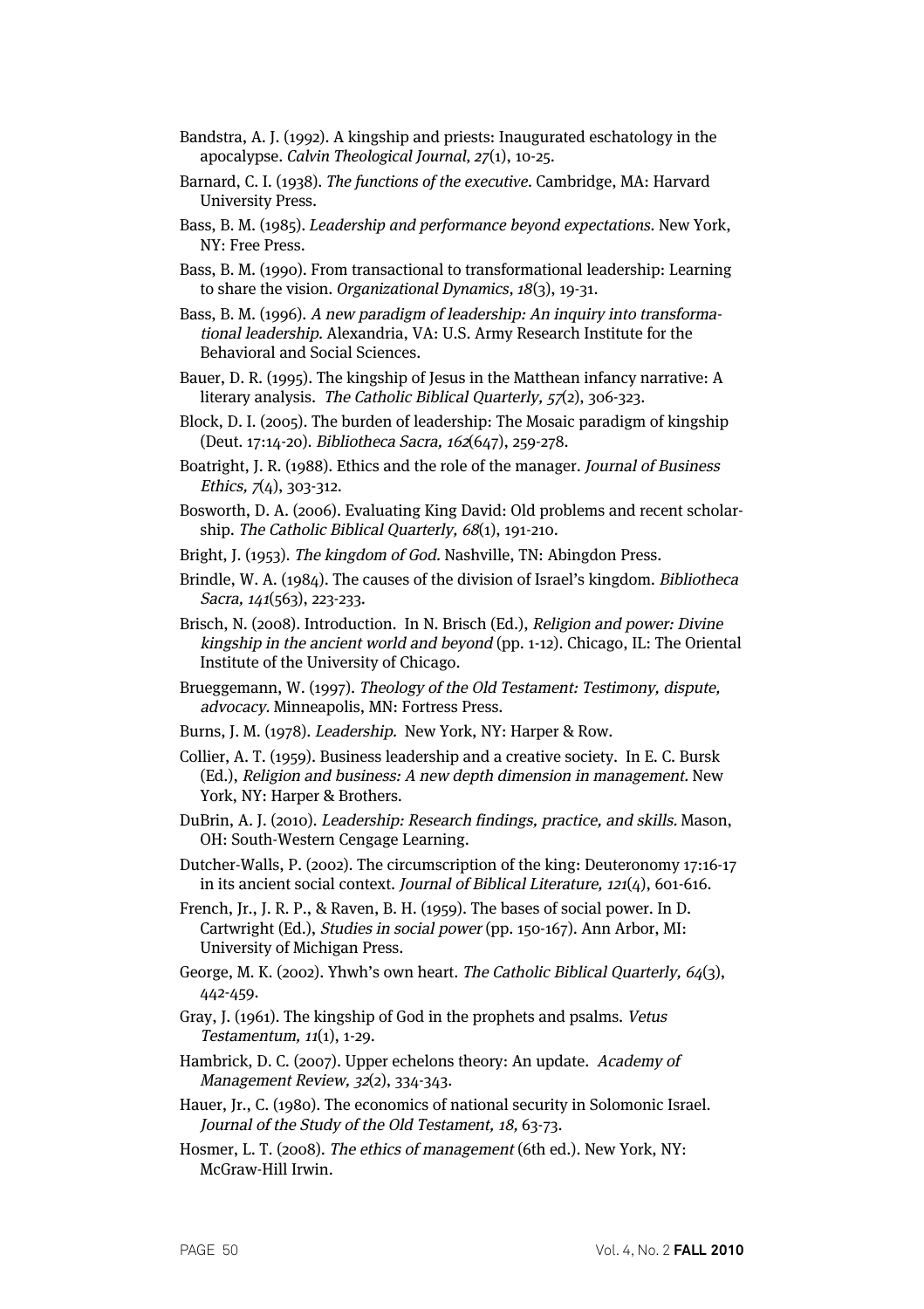Bandstra, A. J. (1992). A kingship and priests: Inaugurated eschatology in the apocalypse. *Calvin Theological Journal*, *27*(1), 10-25.

Barnard, C. I. (1938). *The functions of the executive*. Cambridge, MA: Harvard University Press.

Bass, B. M. (1985). *Leadership and performance beyond expectations*. New York, NY: Free Press.

Bass, B. M. (1990). From transactional to transformational leadership: Learning to share the vision. *Organizational Dynamics, 18*(3), 19-31.

Bass, B. M. (1996). *A new paradigm of leadership: An inquiry into transformational leadership.* Alexandria, VA: U.S. Army Research Institute for the Behavioral and Social Sciences.

Bauer, D. R. (1995). The kingship of Jesus in the Matthean infancy narrative: A literary analysis. *The Catholic Biblical Quarterly, 57*(2), 306-323.

Block, D. I. (2005). The burden of leadership: The Mosaic paradigm of kingship (Deut. 17:14-20). *Bibliotheca Sacra, 162*(647), 259-278.

Boatright, J. R. (1988). Ethics and the role of the manager. *Journal of Business Ethics, 7*(4), 303-312.

Bosworth, D. A. (2006). Evaluating King David: Old problems and recent scholarship. *The Catholic Biblical Quarterly, 68*(1), 191-210.

Bright, J. (1953). *The kingdom of God.* Nashville, TN: Abingdon Press.

Brindle, W. A. (1984). The causes of the division of Israel's kingdom. *Bibliotheca Sacra, 141*(563), 223-233.

Brisch, N. (2008). Introduction. In N. Brisch (Ed.), *Religion and power: Divine kingship in the ancient world and beyond* (pp. 1-12). Chicago, IL: The Oriental Institute of the University of Chicago.

Brueggemann, W. (1997). *Theology of the Old Testament: Testimony, dispute, advocacy*. Minneapolis, MN: Fortress Press.

Burns, J. M. (1978). *Leadership.* New York, NY: Harper & Row.

Collier, A. T. (1959). Business leadership and a creative society. In E. C. Bursk (Ed.), *Religion and business: A new depth dimension in management.* New York, NY: Harper & Brothers.

DuBrin, A. J. (2010). *Leadership: Research findings, practice, and skills.* Mason, OH: South-Western Cengage Learning.

Dutcher-Walls, P. (2002). The circumscription of the king: Deuteronomy 17:16-17 in its ancient social context. *Journal of Biblical Literature, 121*(4), 601-616.

French, Jr., J. R. P., & Raven, B. H. (1959). The bases of social power. In D. Cartwright (Ed.), *Studies in social power* (pp. 150-167). Ann Arbor, MI: University of Michigan Press.

George, M. K. (2002). Yhwh's own heart. *The Catholic Biblical Quarterly, 64*(3), 442-459.

Gray, J. (1961). The kingship of God in the prophets and psalms. *Vetus Testamentum, 11*(1), 1-29.

Hambrick, D. C. (2007). Upper echelons theory: An update. *Academy of Management Review, 32*(2), 334-343.

Hauer, Jr., C. (1980). The economics of national security in Solomonic Israel. *Journal of the Study of the Old Testament, 18,* 63-73.

Hosmer, L. T. (2008). *The ethics of management* (6th ed.). New York, NY: McGraw-Hill Irwin.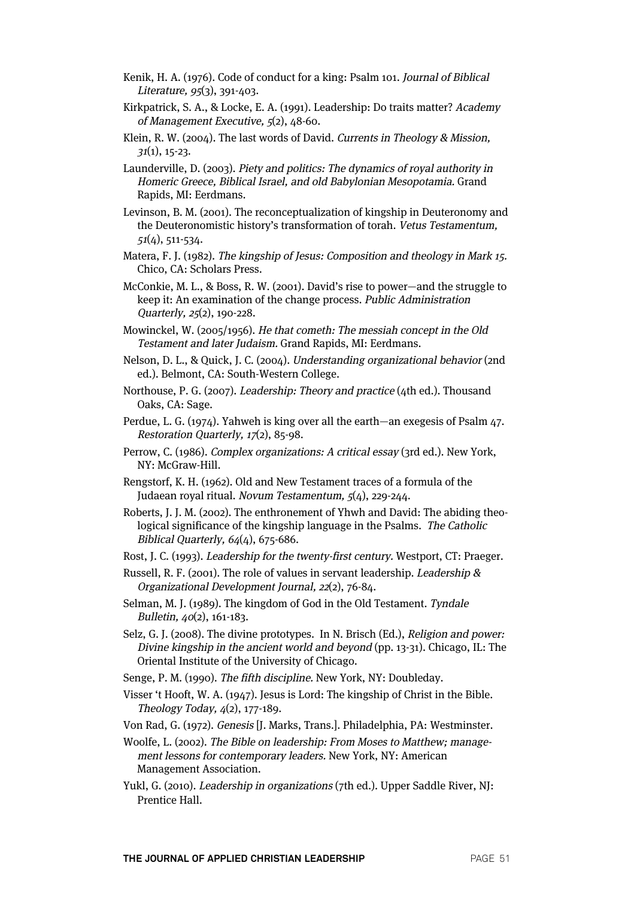Kenik, H. A. (1976). Code of conduct for a king: Psalm 101. *Journal of Biblical Literature, 95*(3), 391-403.

Kirkpatrick, S. A., & Locke, E. A. (1991). Leadership: Do traits matter? *Academy of Management Executive, 5*(2), 48-60.

Klein, R. W. (2004). The last words of David. *Currents in Theology & Mission, 31*(1), 15-23.

Launderville, D. (2003). *Piety and politics: The dynamics of royal authority in Homeric Greece, Biblical Israel, and old Babylonian Mesopotamia.* Grand Rapids, MI: Eerdmans.

Levinson, B. M. (2001). The reconceptualization of kingship in Deuteronomy and the Deuteronomistic history's transformation of torah. *Vetus Testamentum, 51*(4), 511-534.

Matera, F. J. (1982). *The kingship of Jesus: Composition and theology in Mark 15.* Chico, CA: Scholars Press.

McConkie, M. L., & Boss, R. W. (2001). David's rise to power—and the struggle to keep it: An examination of the change process. *Public Administration Quarterly, 25*(2), 190-228.

Mowinckel, W. (2005/1956). *He that cometh: The messiah concept in the Old Testament and later Judaism.* Grand Rapids, MI: Eerdmans.

Nelson, D. L., & Quick, J. C. (2004). *Understanding organizational behavior* (2nd ed.). Belmont, CA: South-Western College.

Northouse, P. G. (2007). *Leadership: Theory and practice* (4th ed.). Thousand Oaks, CA: Sage.

Perdue, L. G. (1974). Yahweh is king over all the earth—an exegesis of Psalm 47. *Restoration Quarterly, 17*(2), 85-98.

Perrow, C. (1986). *Complex organizations: A critical essay* (3rd ed.). New York, NY: McGraw-Hill.

Rengstorf, K. H. (1962). Old and New Testament traces of a formula of the Judaean royal ritual. *Novum Testamentum, 5*(4), 229-244.

Roberts, J. J. M. (2002). The enthronement of Yhwh and David: The abiding theological significance of the kingship language in the Psalms. *The Catholic Biblical Quarterly, 64*(4), 675-686.

Rost, J. C. (1993). *Leadership for the twenty-first century.* Westport, CT: Praeger.

Russell, R. F. (2001). The role of values in servant leadership. *Leadership & Organizational Development Journal, 22*(2), 76-84.

Selman, M. J. (1989). The kingdom of God in the Old Testament. *Tyndale Bulletin, 40*(2), 161-183.

Selz, G. J. (2008). The divine prototypes. In N. Brisch (Ed.), *Religion and power: Divine kingship in the ancient world and beyond* (pp. 13-31). Chicago, IL: The Oriental Institute of the University of Chicago.

Senge, P. M. (1990). *The fifth discipline.* New York, NY: Doubleday.

Visser 't Hooft, W. A. (1947). Jesus is Lord: The kingship of Christ in the Bible. *Theology Today, 4*(2), 177-189.

Von Rad, G. (1972). *Genesis* [J. Marks, Trans.]. Philadelphia, PA: Westminster.

Woolfe, L. (2002). *The Bible on leadership: From Moses to Matthew; management lessons for contemporary leaders.* New York, NY: American Management Association.

Yukl, G. (2010). *Leadership in organizations* (7th ed.). Upper Saddle River, NJ: Prentice Hall.